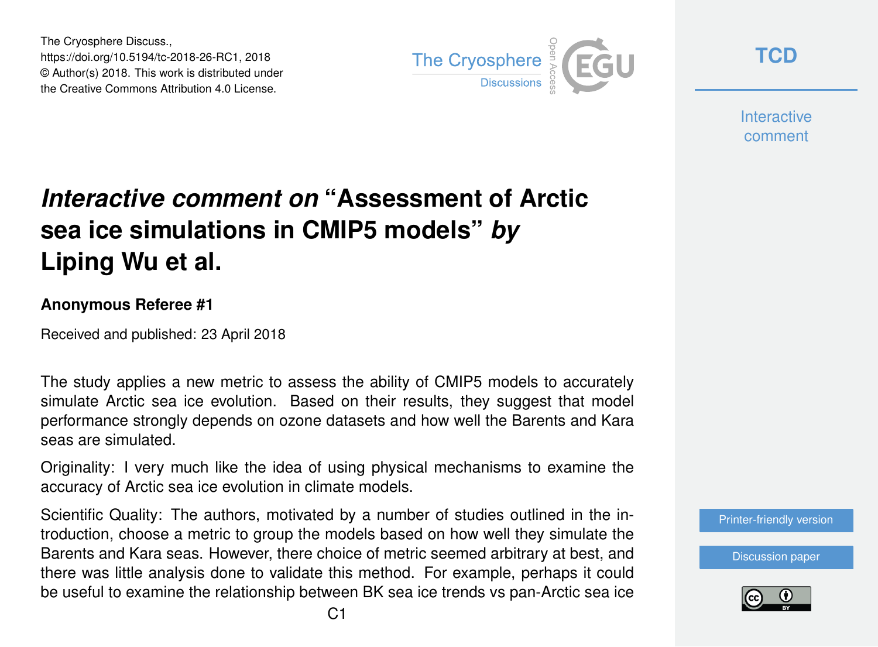The Cryosphere Discuss.,
https://doi.org/10.5194/tc-2018-26-RC1, 2018
© Author(s) 2018. This work is distributed under
the Creative Commons Attribution 4.0 License.

# *Interactive comment on* "Assessment of Arctic sea ice simulations in CMIP5 models" *by* Liping Wu et al.

### Anonymous Referee #1

Received and published: 23 April 2018

The study applies a new metric to assess the ability of CMIP5 models to accurately simulate Arctic sea ice evolution. Based on their results, they suggest that model performance strongly depends on ozone datasets and how well the Barents and Kara seas are simulated.

Originality: I very much like the idea of using physical mechanisms to examine the accuracy of Arctic sea ice evolution in climate models.

Scientific Quality: The authors, motivated by a number of studies outlined in the introduction, choose a metric to group the models based on how well they simulate the Barents and Kara seas. However, there choice of metric seemed arbitrary at best, and there was little analysis done to validate this method. For example, perhaps it could be useful to examine the relationship between BK sea ice trends vs pan-Arctic sea ice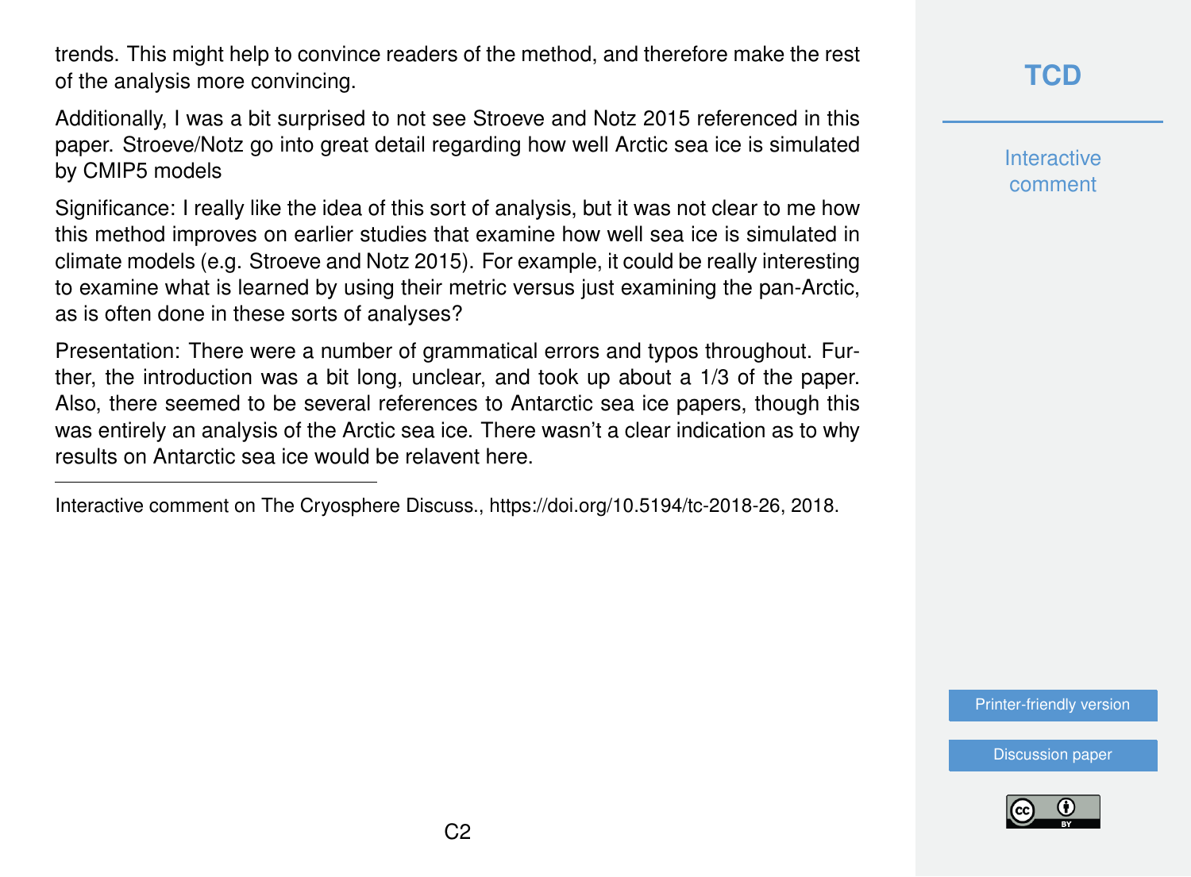trends. This might help to convince readers of the method, and therefore make the rest of the analysis more convincing.

Additionally, I was a bit surprised to not see Stroeve and Notz 2015 referenced in this paper. Stroeve/Notz go into great detail regarding how well Arctic sea ice is simulated by CMIP5 models

Significance: I really like the idea of this sort of analysis, but it was not clear to me how this method improves on earlier studies that examine how well sea ice is simulated in climate models (e.g. Stroeve and Notz 2015). For example, it could be really interesting to examine what is learned by using their metric versus just examining the pan-Arctic, as is often done in these sorts of analyses?

Presentation: There were a number of grammatical errors and typos throughout. Further, the introduction was a bit long, unclear, and took up about a 1/3 of the paper. Also, there seemed to be several references to Antarctic sea ice papers, though this was entirely an analysis of the Arctic sea ice. There wasn't a clear indication as to why results on Antarctic sea ice would be relavent here.

---

Interactive comment on The Cryosphere Discuss., https://doi.org/10.5194/tc-2018-26, 2018.